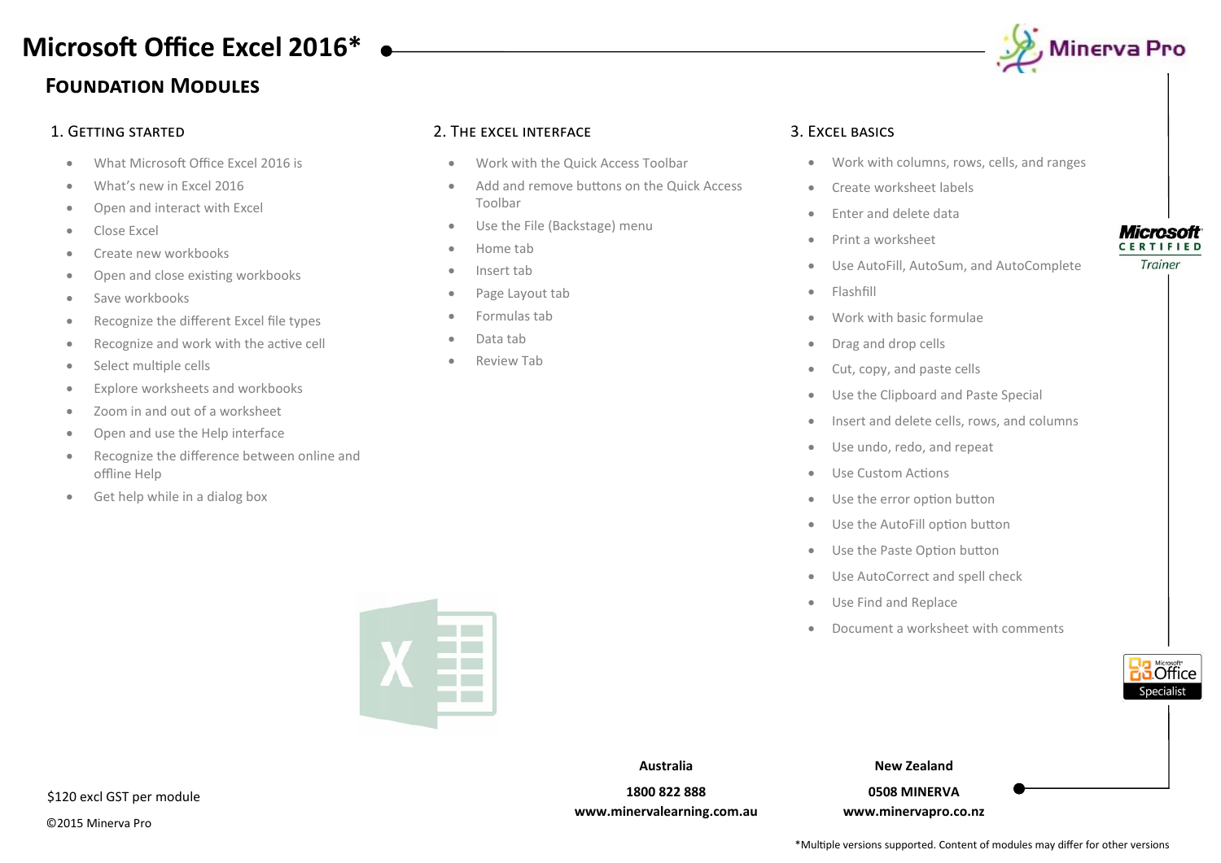# Microsoft Office Excel 2016*

## Foundation Modules

### 1. Getting Started

- What Microsoft Office Excel 2016 is
- What's new in Excel 2016
- Open and interact with Excel
- Close Excel
- Create new workbooks
- Open and close existing workbooks
- Save workbooks
- Recognize the different Excel file types
- Recognize and work with the active cell
- Select multiple cells
- Explore worksheets and workbooks
- Zoom in and out of a worksheet
- Open and use the Help interface
- Recognize the difference between online and offline Help
- Get help while in a dialog box

### 2. The Excel Interface

- Work with the Quick Access Toolbar
- Add and remove buttons on the Quick Access Toolbar
- Use the File (Backstage) menu
- Home tab
- Insert tab
- Page Layout tab
- Formulas tab
- Data tab
- Review Tab

### 3. Excel Basics

- Work with columns, rows, cells, and ranges
- Create worksheet labels
- Enter and delete data
- Print a worksheet
- Use AutoFill, AutoSum, and AutoComplete
- Flashfill
- Work with basic formulae
- Drag and drop cells
- Cut, copy, and paste cells
- Use the Clipboard and Paste Special
- Insert and delete cells, rows, and columns
- Use undo, redo, and repeat
- Use Custom Actions
- Use the error option button
- Use the AutoFill option button
- Use the Paste Option button
- Use AutoCorrect and spell check
- Use Find and Replace
- Document a worksheet with comments

$120 excl GST per module

©2015 Minerva Pro

**Australia**

**1800 822 888**

**www.minervalearning.com.au**

**New Zealand**

**0508 MINERVA**

**www.minervapro.co.nz**

*Multiple versions supported. Content of modules may differ for other versions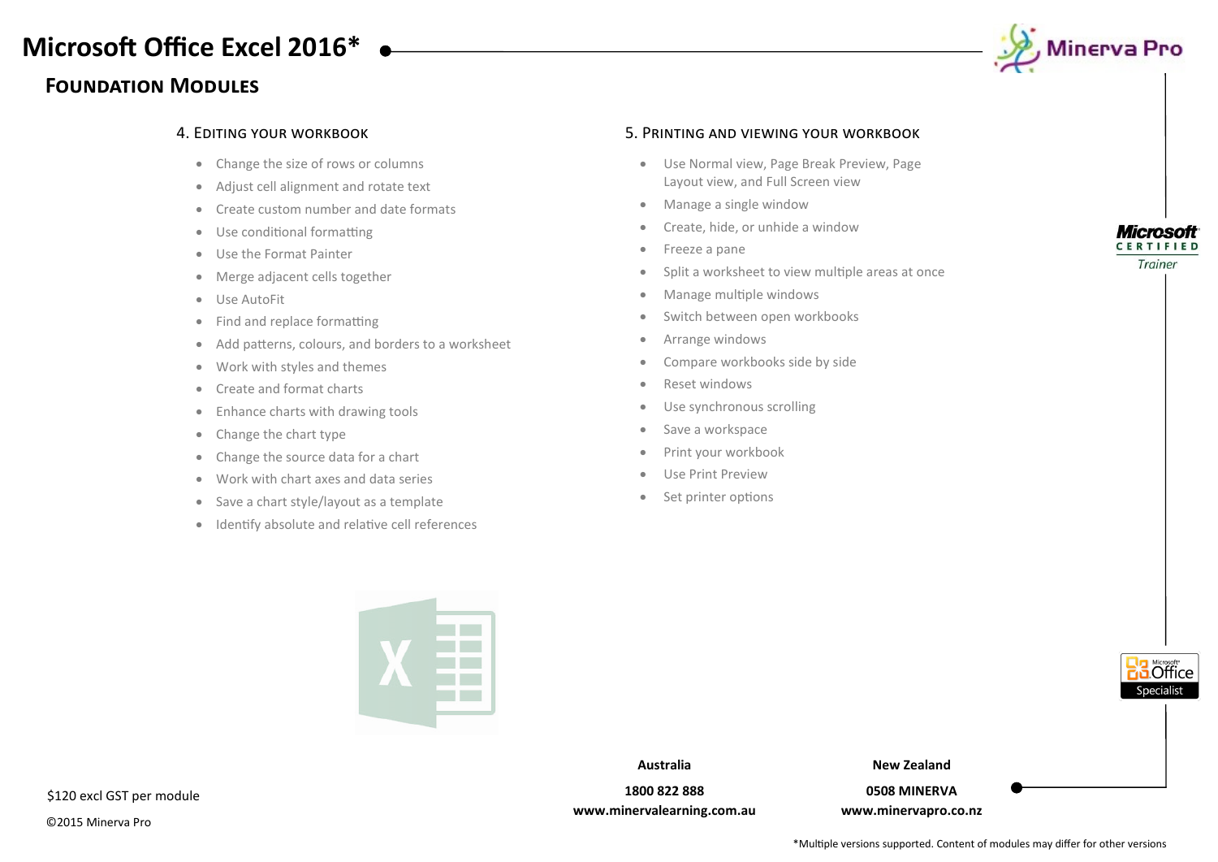# Microsoft Office Excel 2016*

## Foundation Modules

### 4. Editing your workbook

- Change the size of rows or columns
- Adjust cell alignment and rotate text
- Create custom number and date formats
- Use conditional formatting
- Use the Format Painter
- Merge adjacent cells together
- Use AutoFit
- Find and replace formatting
- Add patterns, colours, and borders to a worksheet
- Work with styles and themes
- Create and format charts
- Enhance charts with drawing tools
- Change the chart type
- Change the source data for a chart
- Work with chart axes and data series
- Save a chart style/layout as a template
- Identify absolute and relative cell references

### 5. Printing and viewing your workbook

- Use Normal view, Page Break Preview, Page Layout view, and Full Screen view
- Manage a single window
- Create, hide, or unhide a window
- Freeze a pane
- Split a worksheet to view multiple areas at once
- Manage multiple windows
- Switch between open workbooks
- Arrange windows
- Compare workbooks side by side
- Reset windows
- Use synchronous scrolling
- Save a workspace
- Print your workbook
- Use Print Preview
- Set printer options

$120 excl GST per module

©2015 Minerva Pro

**Australia**
**1800 822 888**
**www.minervalearning.com.au**

**New Zealand**
**0508 MINERVA**
**www.minervapro.co.nz**

*Multiple versions supported. Content of modules may differ for other versions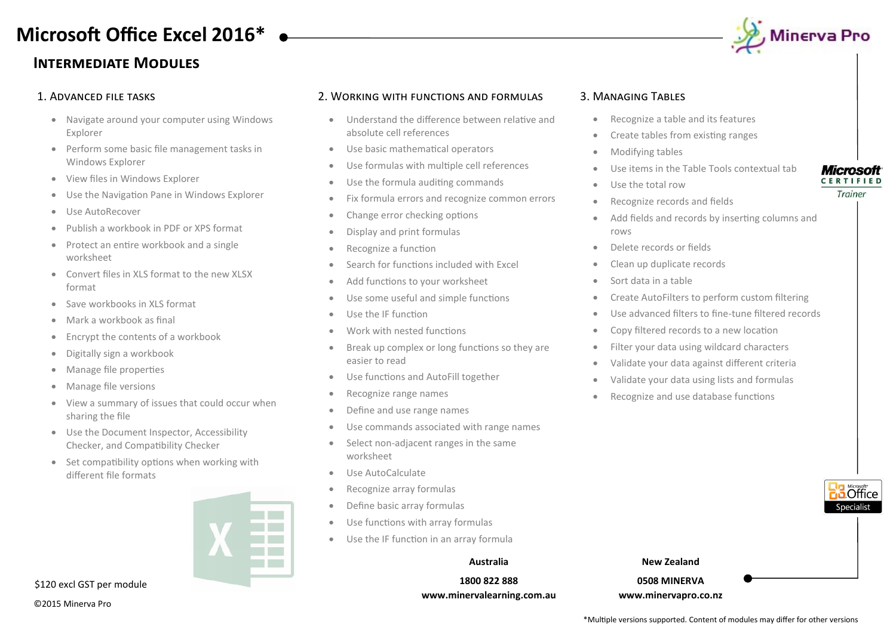# Microsoft Office Excel 2016*

## Intermediate Modules

### 1. Advanced File Tasks

- Navigate around your computer using Windows Explorer
- Perform some basic file management tasks in Windows Explorer
- View files in Windows Explorer
- Use the Navigation Pane in Windows Explorer
- Use AutoRecover
- Publish a workbook in PDF or XPS format
- Protect an entire workbook and a single worksheet
- Convert files in XLS format to the new XLSX format
- Save workbooks in XLS format
- Mark a workbook as final
- Encrypt the contents of a workbook
- Digitally sign a workbook
- Manage file properties
- Manage file versions
- View a summary of issues that could occur when sharing the file
- Use the Document Inspector, Accessibility Checker, and Compatibility Checker
- Set compatibility options when working with different file formats

### 2. Working with Functions and Formulas

- Understand the difference between relative and absolute cell references
- Use basic mathematical operators
- Use formulas with multiple cell references
- Use the formula auditing commands
- Fix formula errors and recognize common errors
- Change error checking options
- Display and print formulas
- Recognize a function
- Search for functions included with Excel
- Add functions to your worksheet
- Use some useful and simple functions
- Use the IF function
- Work with nested functions
- Break up complex or long functions so they are easier to read
- Use functions and AutoFill together
- Recognize range names
- Define and use range names
- Use commands associated with range names
- Select non-adjacent ranges in the same worksheet
- Use AutoCalculate
- Recognize array formulas
- Define basic array formulas
- Use functions with array formulas
- Use the IF function in an array formula

### 3. Managing Tables

- Recognize a table and its features
- Create tables from existing ranges
- Modifying tables
- Use items in the Table Tools contextual tab
- Use the total row
- Recognize records and fields
- Add fields and records by inserting columns and rows
- Delete records or fields
- Clean up duplicate records
- Sort data in a table
- Create AutoFilters to perform custom filtering
- Use advanced filters to fine-tune filtered records
- Copy filtered records to a new location
- Filter your data using wildcard characters
- Validate your data against different criteria
- Validate your data using lists and formulas
- Recognize and use database functions

$120 excl GST per module

©2015 Minerva Pro

**Australia**

**1800 822 888**

**www.minervalearning.com.au**

**New Zealand**

**0508 MINERVA**

**www.minervapro.co.nz**

*Multiple versions supported. Content of modules may differ for other versions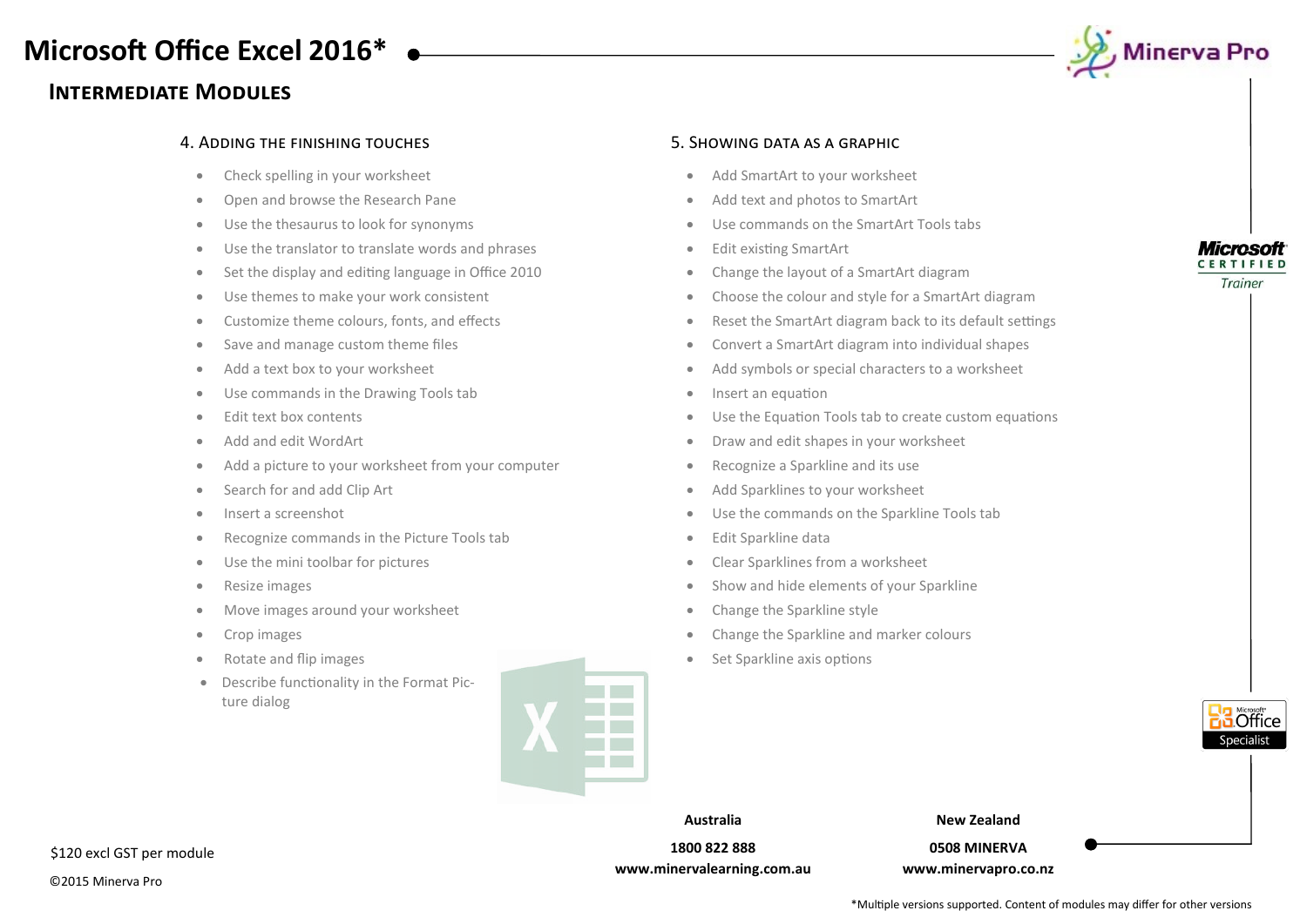# Microsoft Office Excel 2016*

## Intermediate Modules

### 4. Adding the finishing touches

- Check spelling in your worksheet
- Open and browse the Research Pane
- Use the thesaurus to look for synonyms
- Use the translator to translate words and phrases
- Set the display and editing language in Office 2010
- Use themes to make your work consistent
- Customize theme colours, fonts, and effects
- Save and manage custom theme files
- Add a text box to your worksheet
- Use commands in the Drawing Tools tab
- Edit text box contents
- Add and edit WordArt
- Add a picture to your worksheet from your computer
- Search for and add Clip Art
- Insert a screenshot
- Recognize commands in the Picture Tools tab
- Use the mini toolbar for pictures
- Resize images
- Move images around your worksheet
- Crop images
- Rotate and flip images
- Describe functionality in the Format Picture dialog

### 5. Showing data as a graphic

- Add SmartArt to your worksheet
- Add text and photos to SmartArt
- Use commands on the SmartArt Tools tabs
- Edit existing SmartArt
- Change the layout of a SmartArt diagram
- Choose the colour and style for a SmartArt diagram
- Reset the SmartArt diagram back to its default settings
- Convert a SmartArt diagram into individual shapes
- Add symbols or special characters to a worksheet
- Insert an equation
- Use the Equation Tools tab to create custom equations
- Draw and edit shapes in your worksheet
- Recognize a Sparkline and its use
- Add Sparklines to your worksheet
- Use the commands on the Sparkline Tools tab
- Edit Sparkline data
- Clear Sparklines from a worksheet
- Show and hide elements of your Sparkline
- Change the Sparkline style
- Change the Sparkline and marker colours
- Set Sparkline axis options

$120 excl GST per module

©2015 Minerva Pro

**Australia**
**1800 822 888**
**www.minervalearning.com.au**

**New Zealand**
**0508 MINERVA**
**www.minervapro.co.nz**

*Multiple versions supported. Content of modules may differ for other versions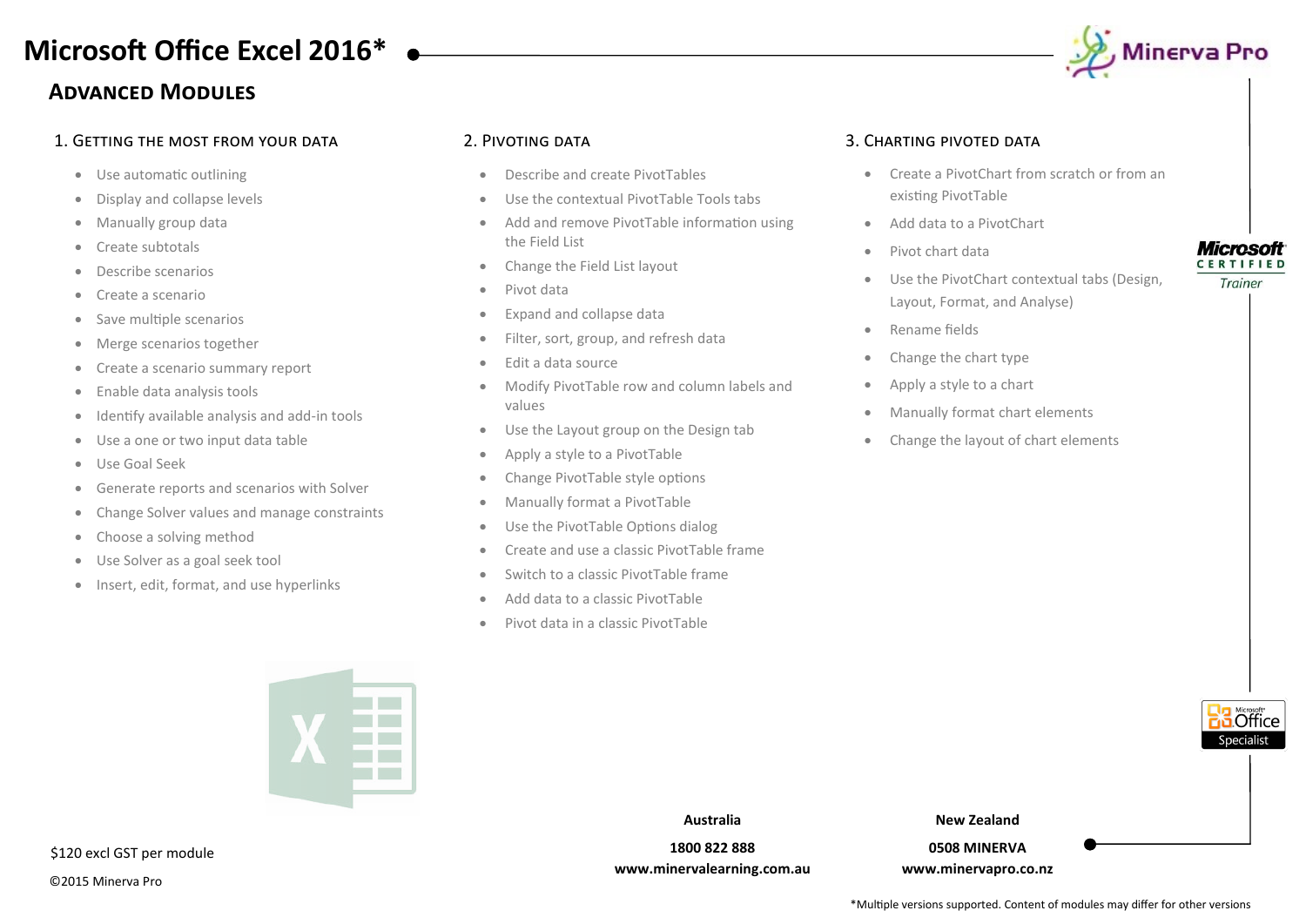# Microsoft Office Excel 2016*

## Advanced Modules

### 1. Getting the most from your data

- Use automatic outlining
- Display and collapse levels
- Manually group data
- Create subtotals
- Describe scenarios
- Create a scenario
- Save multiple scenarios
- Merge scenarios together
- Create a scenario summary report
- Enable data analysis tools
- Identify available analysis and add-in tools
- Use a one or two input data table
- Use Goal Seek
- Generate reports and scenarios with Solver
- Change Solver values and manage constraints
- Choose a solving method
- Use Solver as a goal seek tool
- Insert, edit, format, and use hyperlinks

### 2. Pivoting data

- Describe and create PivotTables
- Use the contextual PivotTable Tools tabs
- Add and remove PivotTable information using the Field List
- Change the Field List layout
- Pivot data
- Expand and collapse data
- Filter, sort, group, and refresh data
- Edit a data source
- Modify PivotTable row and column labels and values
- Use the Layout group on the Design tab
- Apply a style to a PivotTable
- Change PivotTable style options
- Manually format a PivotTable
- Use the PivotTable Options dialog
- Create and use a classic PivotTable frame
- Switch to a classic PivotTable frame
- Add data to a classic PivotTable
- Pivot data in a classic PivotTable

### 3. Charting pivoted data

- Create a PivotChart from scratch or from an existing PivotTable
- Add data to a PivotChart
- Pivot chart data
- Use the PivotChart contextual tabs (Design, Layout, Format, and Analyse)
- Rename fields
- Change the chart type
- Apply a style to a chart
- Manually format chart elements
- Change the layout of chart elements

$120 excl GST per module

©2015 Minerva Pro

**Australia**
**1800 822 888**
**www.minervalearning.com.au**

**New Zealand**
**0508 MINERVA**
**www.minervapro.co.nz**

*Multiple versions supported. Content of modules may differ for other versions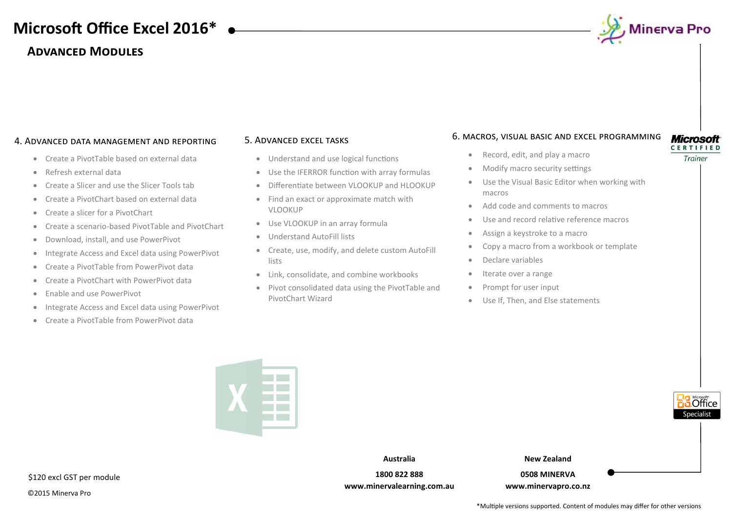# Microsoft Office Excel 2016*

## Advanced Modules

### 4. Advanced data management and reporting

- Create a PivotTable based on external data
- Refresh external data
- Create a Slicer and use the Slicer Tools tab
- Create a PivotChart based on external data
- Create a slicer for a PivotChart
- Create a scenario-based PivotTable and PivotChart
- Download, install, and use PowerPivot
- Integrate Access and Excel data using PowerPivot
- Create a PivotTable from PowerPivot data
- Create a PivotChart with PowerPivot data
- Enable and use PowerPivot
- Integrate Access and Excel data using PowerPivot
- Create a PivotTable from PowerPivot data

### 5. Advanced Excel tasks

- Understand and use logical functions
- Use the IFERROR function with array formulas
- Differentiate between VLOOKUP and HLOOKUP
- Find an exact or approximate match with VLOOKUP
- Use VLOOKUP in an array formula
- Understand AutoFill lists
- Create, use, modify, and delete custom AutoFill lists
- Link, consolidate, and combine workbooks
- Pivot consolidated data using the PivotTable and PivotChart Wizard

### 6. Macros, Visual Basic and Excel programming

- Record, edit, and play a macro
- Modify macro security settings
- Use the Visual Basic Editor when working with macros
- Add code and comments to macros
- Use and record relative reference macros
- Assign a keystroke to a macro
- Copy a macro from a workbook or template
- Declare variables
- Iterate over a range
- Prompt for user input
- Use If, Then, and Else statements

$120 excl GST per module

©2015 Minerva Pro

**Australia**

**1800 822 888**

**www.minervalearning.com.au**

**New Zealand**

**0508 MINERVA**

**www.minervapro.co.nz**

*Multiple versions supported. Content of modules may differ for other versions